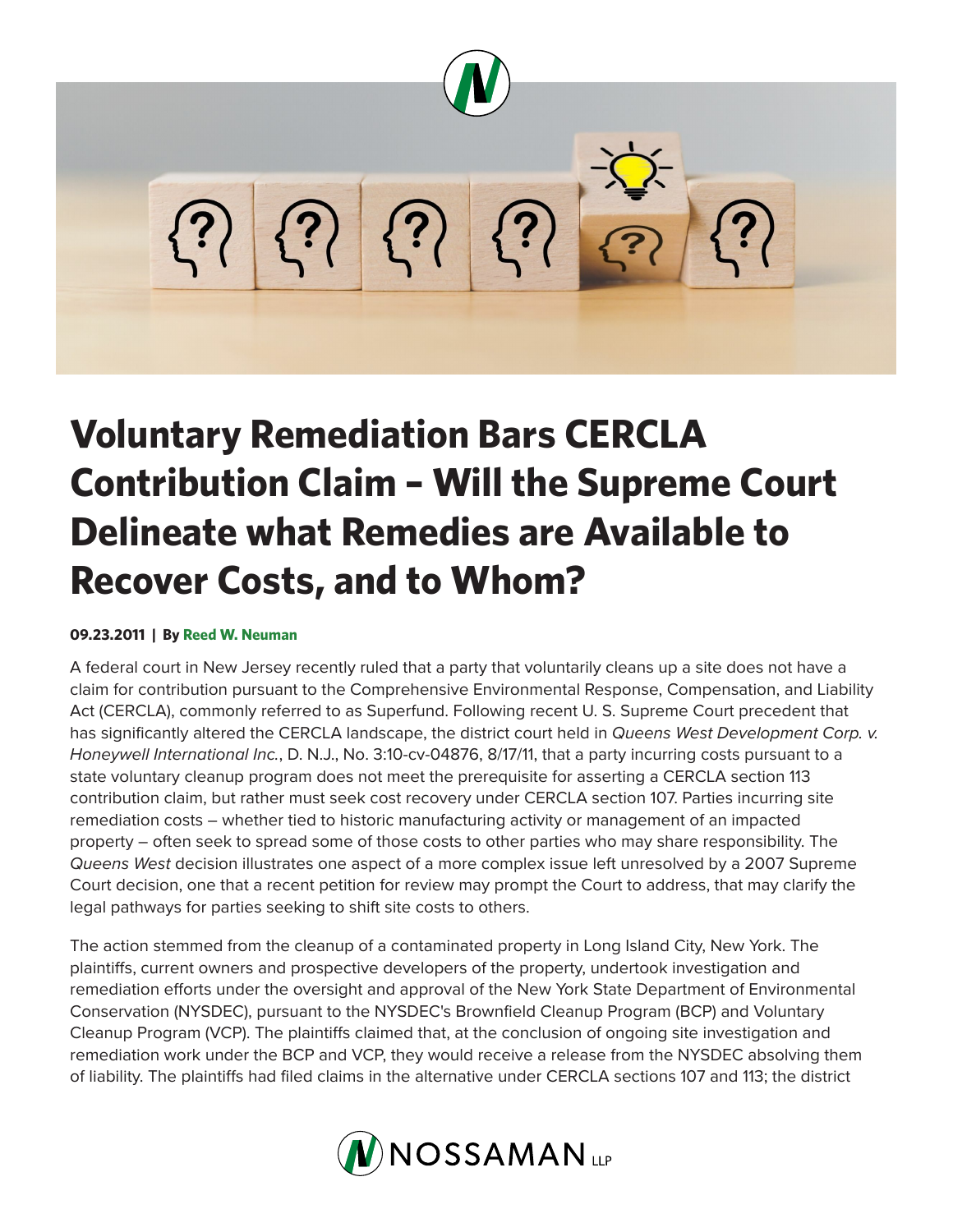# Voluntary Remediation Bars CERCLA Contribution Claim – Will the Supreme Court Delineate what Remedies are Available to Recover Costs, and to Whom?

**09.23.2011 | By Reed W. Neuman**

A federal court in New Jersey recently ruled that a party that voluntarily cleans up a site does not have a claim for contribution pursuant to the Comprehensive Environmental Response, Compensation, and Liability Act (CERCLA), commonly referred to as Superfund. Following recent U. S. Supreme Court precedent that has significantly altered the CERCLA landscape, the district court held in *Queens West Development Corp. v. Honeywell International Inc.*, D. N.J., No. 3:10-cv-04876, 8/17/11, that a party incurring costs pursuant to a state voluntary cleanup program does not meet the prerequisite for asserting a CERCLA section 113 contribution claim, but rather must seek cost recovery under CERCLA section 107. Parties incurring site remediation costs – whether tied to historic manufacturing activity or management of an impacted property – often seek to spread some of those costs to other parties who may share responsibility. The *Queens West* decision illustrates one aspect of a more complex issue left unresolved by a 2007 Supreme Court decision, one that a recent petition for review may prompt the Court to address, that may clarify the legal pathways for parties seeking to shift site costs to others.

The action stemmed from the cleanup of a contaminated property in Long Island City, New York. The plaintiffs, current owners and prospective developers of the property, undertook investigation and remediation efforts under the oversight and approval of the New York State Department of Environmental Conservation (NYSDEC), pursuant to the NYSDEC's Brownfield Cleanup Program (BCP) and Voluntary Cleanup Program (VCP). The plaintiffs claimed that, at the conclusion of ongoing site investigation and remediation work under the BCP and VCP, they would receive a release from the NYSDEC absolving them of liability. The plaintiffs had filed claims in the alternative under CERCLA sections 107 and 113; the district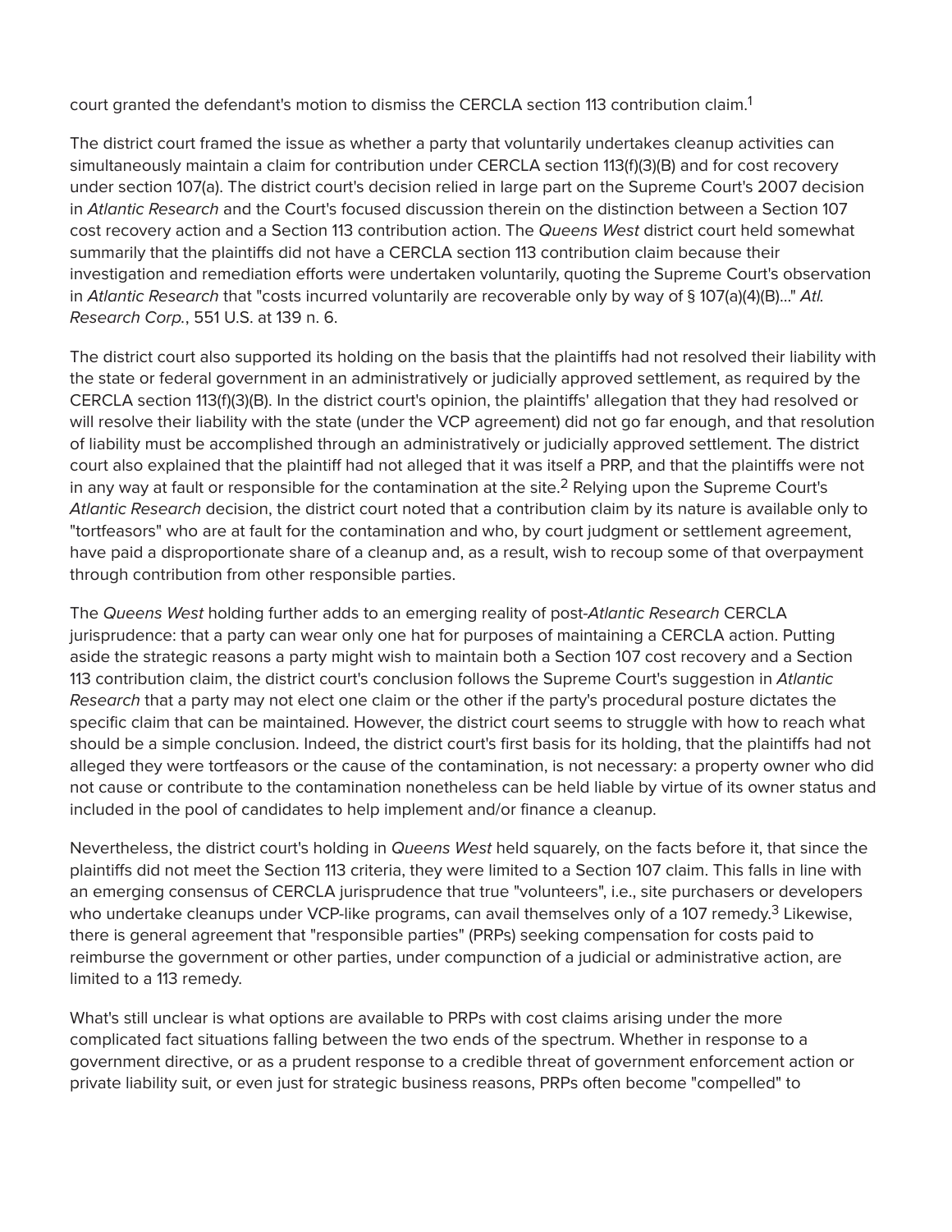court granted the defendant's motion to dismiss the CERCLA section 113 contribution claim.[1]

The district court framed the issue as whether a party that voluntarily undertakes cleanup activities can simultaneously maintain a claim for contribution under CERCLA section 113(f)(3)(B) and for cost recovery under section 107(a). The district court's decision relied in large part on the Supreme Court's 2007 decision in *Atlantic Research* and the Court's focused discussion therein on the distinction between a Section 107 cost recovery action and a Section 113 contribution action. The *Queens West* district court held somewhat summarily that the plaintiffs did not have a CERCLA section 113 contribution claim because their investigation and remediation efforts were undertaken voluntarily, quoting the Supreme Court's observation in *Atlantic Research* that "costs incurred voluntarily are recoverable only by way of § 107(a)(4)(B)..." *Atl. Research Corp.*, 551 U.S. at 139 n. 6.

The district court also supported its holding on the basis that the plaintiffs had not resolved their liability with the state or federal government in an administratively or judicially approved settlement, as required by the CERCLA section 113(f)(3)(B). In the district court's opinion, the plaintiffs' allegation that they had resolved or will resolve their liability with the state (under the VCP agreement) did not go far enough, and that resolution of liability must be accomplished through an administratively or judicially approved settlement. The district court also explained that the plaintiff had not alleged that it was itself a PRP, and that the plaintiffs were not in any way at fault or responsible for the contamination at the site.[2] Relying upon the Supreme Court's *Atlantic Research* decision, the district court noted that a contribution claim by its nature is available only to "tortfeasors" who are at fault for the contamination and who, by court judgment or settlement agreement, have paid a disproportionate share of a cleanup and, as a result, wish to recoup some of that overpayment through contribution from other responsible parties.

The *Queens West* holding further adds to an emerging reality of post-*Atlantic Research* CERCLA jurisprudence: that a party can wear only one hat for purposes of maintaining a CERCLA action. Putting aside the strategic reasons a party might wish to maintain both a Section 107 cost recovery and a Section 113 contribution claim, the district court's conclusion follows the Supreme Court's suggestion in *Atlantic Research* that a party may not elect one claim or the other if the party's procedural posture dictates the specific claim that can be maintained. However, the district court seems to struggle with how to reach what should be a simple conclusion. Indeed, the district court's first basis for its holding, that the plaintiffs had not alleged they were tortfeasors or the cause of the contamination, is not necessary: a property owner who did not cause or contribute to the contamination nonetheless can be held liable by virtue of its owner status and included in the pool of candidates to help implement and/or finance a cleanup.

Nevertheless, the district court's holding in *Queens West* held squarely, on the facts before it, that since the plaintiffs did not meet the Section 113 criteria, they were limited to a Section 107 claim. This falls in line with an emerging consensus of CERCLA jurisprudence that true "volunteers", i.e., site purchasers or developers who undertake cleanups under VCP-like programs, can avail themselves only of a 107 remedy.[3] Likewise, there is general agreement that "responsible parties" (PRPs) seeking compensation for costs paid to reimburse the government or other parties, under compunction of a judicial or administrative action, are limited to a 113 remedy.

What's still unclear is what options are available to PRPs with cost claims arising under the more complicated fact situations falling between the two ends of the spectrum. Whether in response to a government directive, or as a prudent response to a credible threat of government enforcement action or private liability suit, or even just for strategic business reasons, PRPs often become "compelled" to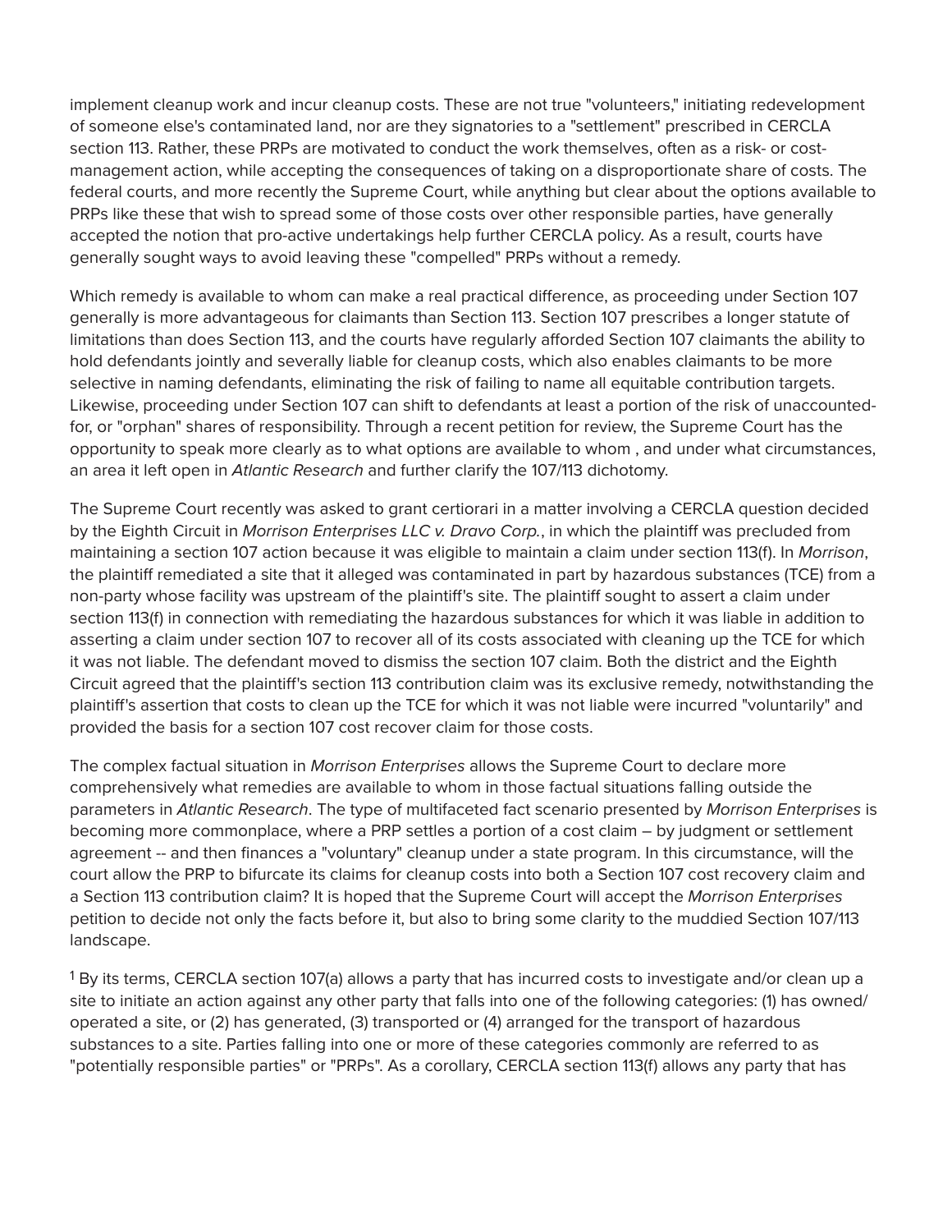implement cleanup work and incur cleanup costs. These are not true "volunteers," initiating redevelopment of someone else's contaminated land, nor are they signatories to a "settlement" prescribed in CERCLA section 113. Rather, these PRPs are motivated to conduct the work themselves, often as a risk- or cost-management action, while accepting the consequences of taking on a disproportionate share of costs. The federal courts, and more recently the Supreme Court, while anything but clear about the options available to PRPs like these that wish to spread some of those costs over other responsible parties, have generally accepted the notion that pro-active undertakings help further CERCLA policy. As a result, courts have generally sought ways to avoid leaving these "compelled" PRPs without a remedy.

Which remedy is available to whom can make a real practical difference, as proceeding under Section 107 generally is more advantageous for claimants than Section 113. Section 107 prescribes a longer statute of limitations than does Section 113, and the courts have regularly afforded Section 107 claimants the ability to hold defendants jointly and severally liable for cleanup costs, which also enables claimants to be more selective in naming defendants, eliminating the risk of failing to name all equitable contribution targets. Likewise, proceeding under Section 107 can shift to defendants at least a portion of the risk of unaccounted-for, or "orphan" shares of responsibility. Through a recent petition for review, the Supreme Court has the opportunity to speak more clearly as to what options are available to whom , and under what circumstances, an area it left open in *Atlantic Research* and further clarify the 107/113 dichotomy.

The Supreme Court recently was asked to grant certiorari in a matter involving a CERCLA question decided by the Eighth Circuit in *Morrison Enterprises LLC v. Dravo Corp.*, in which the plaintiff was precluded from maintaining a section 107 action because it was eligible to maintain a claim under section 113(f). In *Morrison*, the plaintiff remediated a site that it alleged was contaminated in part by hazardous substances (TCE) from a non-party whose facility was upstream of the plaintiff's site. The plaintiff sought to assert a claim under section 113(f) in connection with remediating the hazardous substances for which it was liable in addition to asserting a claim under section 107 to recover all of its costs associated with cleaning up the TCE for which it was not liable. The defendant moved to dismiss the section 107 claim. Both the district and the Eighth Circuit agreed that the plaintiff's section 113 contribution claim was its exclusive remedy, notwithstanding the plaintiff's assertion that costs to clean up the TCE for which it was not liable were incurred "voluntarily" and provided the basis for a section 107 cost recover claim for those costs.

The complex factual situation in *Morrison Enterprises* allows the Supreme Court to declare more comprehensively what remedies are available to whom in those factual situations falling outside the parameters in *Atlantic Research*. The type of multifaceted fact scenario presented by *Morrison Enterprises* is becoming more commonplace, where a PRP settles a portion of a cost claim – by judgment or settlement agreement -- and then finances a "voluntary" cleanup under a state program. In this circumstance, will the court allow the PRP to bifurcate its claims for cleanup costs into both a Section 107 cost recovery claim and a Section 113 contribution claim? It is hoped that the Supreme Court will accept the *Morrison Enterprises* petition to decide not only the facts before it, but also to bring some clarity to the muddied Section 107/113 landscape.

[1] By its terms, CERCLA section 107(a) allows a party that has incurred costs to investigate and/or clean up a site to initiate an action against any other party that falls into one of the following categories: (1) has owned/operated a site, or (2) has generated, (3) transported or (4) arranged for the transport of hazardous substances to a site. Parties falling into one or more of these categories commonly are referred to as "potentially responsible parties" or "PRPs". As a corollary, CERCLA section 113(f) allows any party that has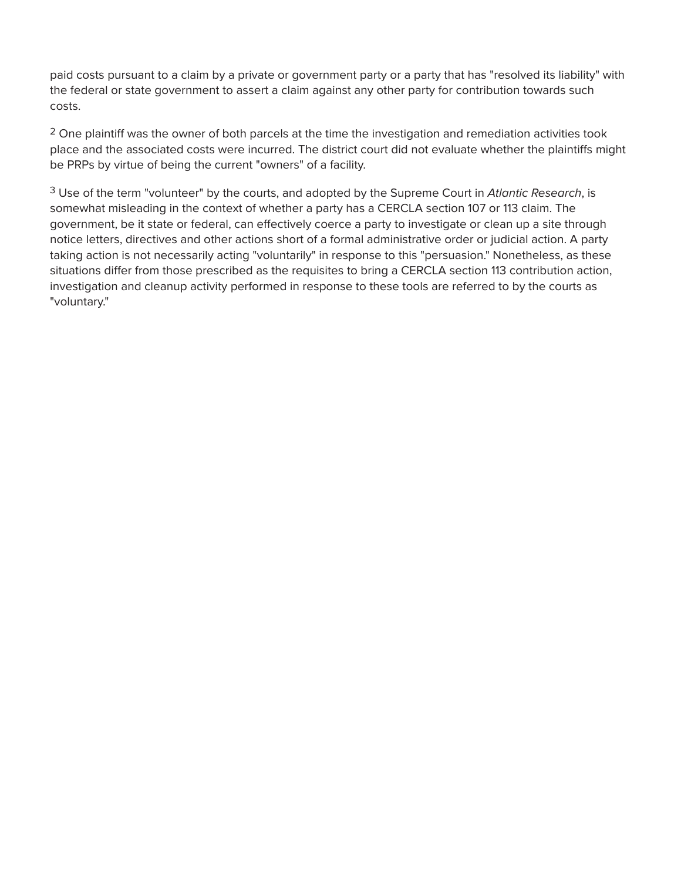paid costs pursuant to a claim by a private or government party or a party that has "resolved its liability" with the federal or state government to assert a claim against any other party for contribution towards such costs.

[2] One plaintiff was the owner of both parcels at the time the investigation and remediation activities took place and the associated costs were incurred. The district court did not evaluate whether the plaintiffs might be PRPs by virtue of being the current "owners" of a facility.

[3] Use of the term "volunteer" by the courts, and adopted by the Supreme Court in *Atlantic Research*, is somewhat misleading in the context of whether a party has a CERCLA section 107 or 113 claim. The government, be it state or federal, can effectively coerce a party to investigate or clean up a site through notice letters, directives and other actions short of a formal administrative order or judicial action. A party taking action is not necessarily acting "voluntarily" in response to this "persuasion." Nonetheless, as these situations differ from those prescribed as the requisites to bring a CERCLA section 113 contribution action, investigation and cleanup activity performed in response to these tools are referred to by the courts as "voluntary."